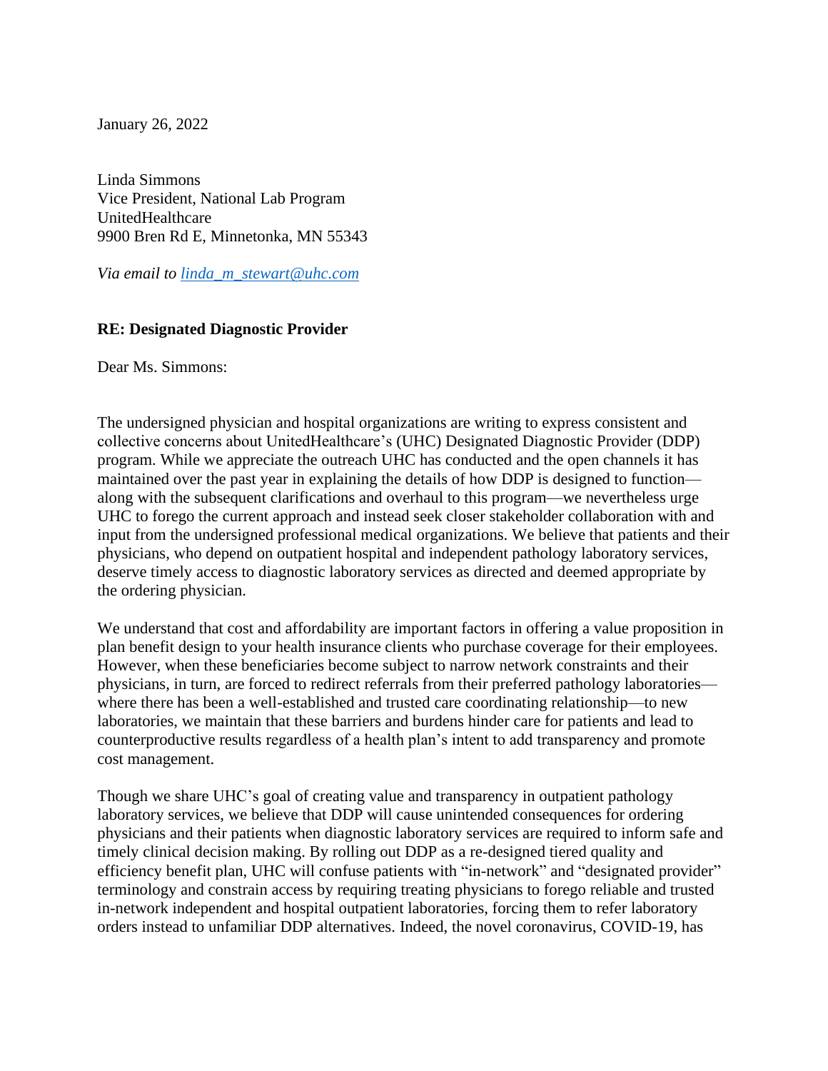January 26, 2022

Linda Simmons
Vice President, National Lab Program
UnitedHealthcare
9900 Bren Rd E, Minnetonka, MN 55343

*Via email to [linda_m_stewart@uhc.com](mailto:linda_m_stewart@uhc.com)*

**RE: Designated Diagnostic Provider**

Dear Ms. Simmons:

The undersigned physician and hospital organizations are writing to express consistent and collective concerns about UnitedHealthcare's (UHC) Designated Diagnostic Provider (DDP) program. While we appreciate the outreach UHC has conducted and the open channels it has maintained over the past year in explaining the details of how DDP is designed to function—along with the subsequent clarifications and overhaul to this program—we nevertheless urge UHC to forego the current approach and instead seek closer stakeholder collaboration with and input from the undersigned professional medical organizations. We believe that patients and their physicians, who depend on outpatient hospital and independent pathology laboratory services, deserve timely access to diagnostic laboratory services as directed and deemed appropriate by the ordering physician.

We understand that cost and affordability are important factors in offering a value proposition in plan benefit design to your health insurance clients who purchase coverage for their employees. However, when these beneficiaries become subject to narrow network constraints and their physicians, in turn, are forced to redirect referrals from their preferred pathology laboratories—where there has been a well-established and trusted care coordinating relationship—to new laboratories, we maintain that these barriers and burdens hinder care for patients and lead to counterproductive results regardless of a health plan's intent to add transparency and promote cost management.

Though we share UHC's goal of creating value and transparency in outpatient pathology laboratory services, we believe that DDP will cause unintended consequences for ordering physicians and their patients when diagnostic laboratory services are required to inform safe and timely clinical decision making. By rolling out DDP as a re-designed tiered quality and efficiency benefit plan, UHC will confuse patients with "in-network" and "designated provider" terminology and constrain access by requiring treating physicians to forego reliable and trusted in-network independent and hospital outpatient laboratories, forcing them to refer laboratory orders instead to unfamiliar DDP alternatives. Indeed, the novel coronavirus, COVID-19, has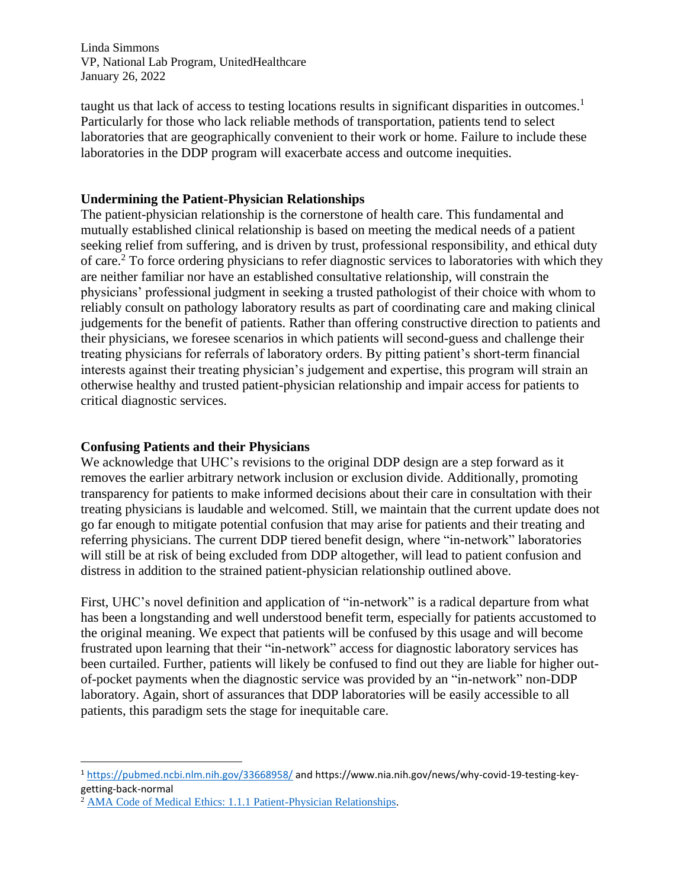taught us that lack of access to testing locations results in significant disparities in outcomes.[1] Particularly for those who lack reliable methods of transportation, patients tend to select laboratories that are geographically convenient to their work or home. Failure to include these laboratories in the DDP program will exacerbate access and outcome inequities.

**Undermining the Patient-Physician Relationships**

The patient-physician relationship is the cornerstone of health care. This fundamental and mutually established clinical relationship is based on meeting the medical needs of a patient seeking relief from suffering, and is driven by trust, professional responsibility, and ethical duty of care.[2] To force ordering physicians to refer diagnostic services to laboratories with which they are neither familiar nor have an established consultative relationship, will constrain the physicians' professional judgment in seeking a trusted pathologist of their choice with whom to reliably consult on pathology laboratory results as part of coordinating care and making clinical judgements for the benefit of patients. Rather than offering constructive direction to patients and their physicians, we foresee scenarios in which patients will second-guess and challenge their treating physicians for referrals of laboratory orders. By pitting patient's short-term financial interests against their treating physician's judgement and expertise, this program will strain an otherwise healthy and trusted patient-physician relationship and impair access for patients to critical diagnostic services.

**Confusing Patients and their Physicians**

We acknowledge that UHC's revisions to the original DDP design are a step forward as it removes the earlier arbitrary network inclusion or exclusion divide. Additionally, promoting transparency for patients to make informed decisions about their care in consultation with their treating physicians is laudable and welcomed. Still, we maintain that the current update does not go far enough to mitigate potential confusion that may arise for patients and their treating and referring physicians. The current DDP tiered benefit design, where "in-network" laboratories will still be at risk of being excluded from DDP altogether, will lead to patient confusion and distress in addition to the strained patient-physician relationship outlined above.

First, UHC's novel definition and application of "in-network" is a radical departure from what has been a longstanding and well understood benefit term, especially for patients accustomed to the original meaning. We expect that patients will be confused by this usage and will become frustrated upon learning that their "in-network" access for diagnostic laboratory services has been curtailed. Further, patients will likely be confused to find out they are liable for higher out-of-pocket payments when the diagnostic service was provided by an "in-network" non-DDP laboratory. Again, short of assurances that DDP laboratories will be easily accessible to all patients, this paradigm sets the stage for inequitable care.

---

[1] https://pubmed.ncbi.nlm.nih.gov/33668958/ and https://www.nia.nih.gov/news/why-covid-19-testing-key-getting-back-normal

[2] AMA Code of Medical Ethics: 1.1.1 Patient-Physician Relationships.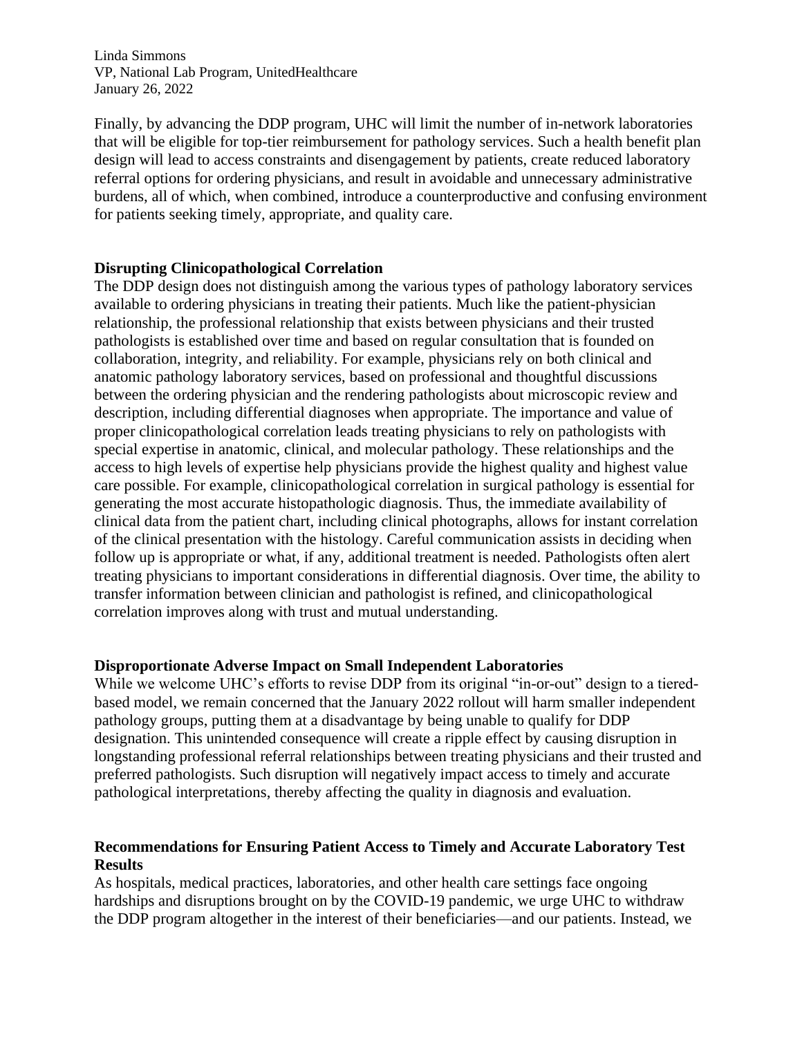Finally, by advancing the DDP program, UHC will limit the number of in-network laboratories that will be eligible for top-tier reimbursement for pathology services. Such a health benefit plan design will lead to access constraints and disengagement by patients, create reduced laboratory referral options for ordering physicians, and result in avoidable and unnecessary administrative burdens, all of which, when combined, introduce a counterproductive and confusing environment for patients seeking timely, appropriate, and quality care.

**Disrupting Clinicopathological Correlation**

The DDP design does not distinguish among the various types of pathology laboratory services available to ordering physicians in treating their patients. Much like the patient-physician relationship, the professional relationship that exists between physicians and their trusted pathologists is established over time and based on regular consultation that is founded on collaboration, integrity, and reliability. For example, physicians rely on both clinical and anatomic pathology laboratory services, based on professional and thoughtful discussions between the ordering physician and the rendering pathologists about microscopic review and description, including differential diagnoses when appropriate. The importance and value of proper clinicopathological correlation leads treating physicians to rely on pathologists with special expertise in anatomic, clinical, and molecular pathology. These relationships and the access to high levels of expertise help physicians provide the highest quality and highest value care possible. For example, clinicopathological correlation in surgical pathology is essential for generating the most accurate histopathologic diagnosis. Thus, the immediate availability of clinical data from the patient chart, including clinical photographs, allows for instant correlation of the clinical presentation with the histology. Careful communication assists in deciding when follow up is appropriate or what, if any, additional treatment is needed. Pathologists often alert treating physicians to important considerations in differential diagnosis. Over time, the ability to transfer information between clinician and pathologist is refined, and clinicopathological correlation improves along with trust and mutual understanding.

**Disproportionate Adverse Impact on Small Independent Laboratories**

While we welcome UHC's efforts to revise DDP from its original "in-or-out" design to a tiered-based model, we remain concerned that the January 2022 rollout will harm smaller independent pathology groups, putting them at a disadvantage by being unable to qualify for DDP designation. This unintended consequence will create a ripple effect by causing disruption in longstanding professional referral relationships between treating physicians and their trusted and preferred pathologists. Such disruption will negatively impact access to timely and accurate pathological interpretations, thereby affecting the quality in diagnosis and evaluation.

**Recommendations for Ensuring Patient Access to Timely and Accurate Laboratory Test Results**

As hospitals, medical practices, laboratories, and other health care settings face ongoing hardships and disruptions brought on by the COVID-19 pandemic, we urge UHC to withdraw the DDP program altogether in the interest of their beneficiaries—and our patients. Instead, we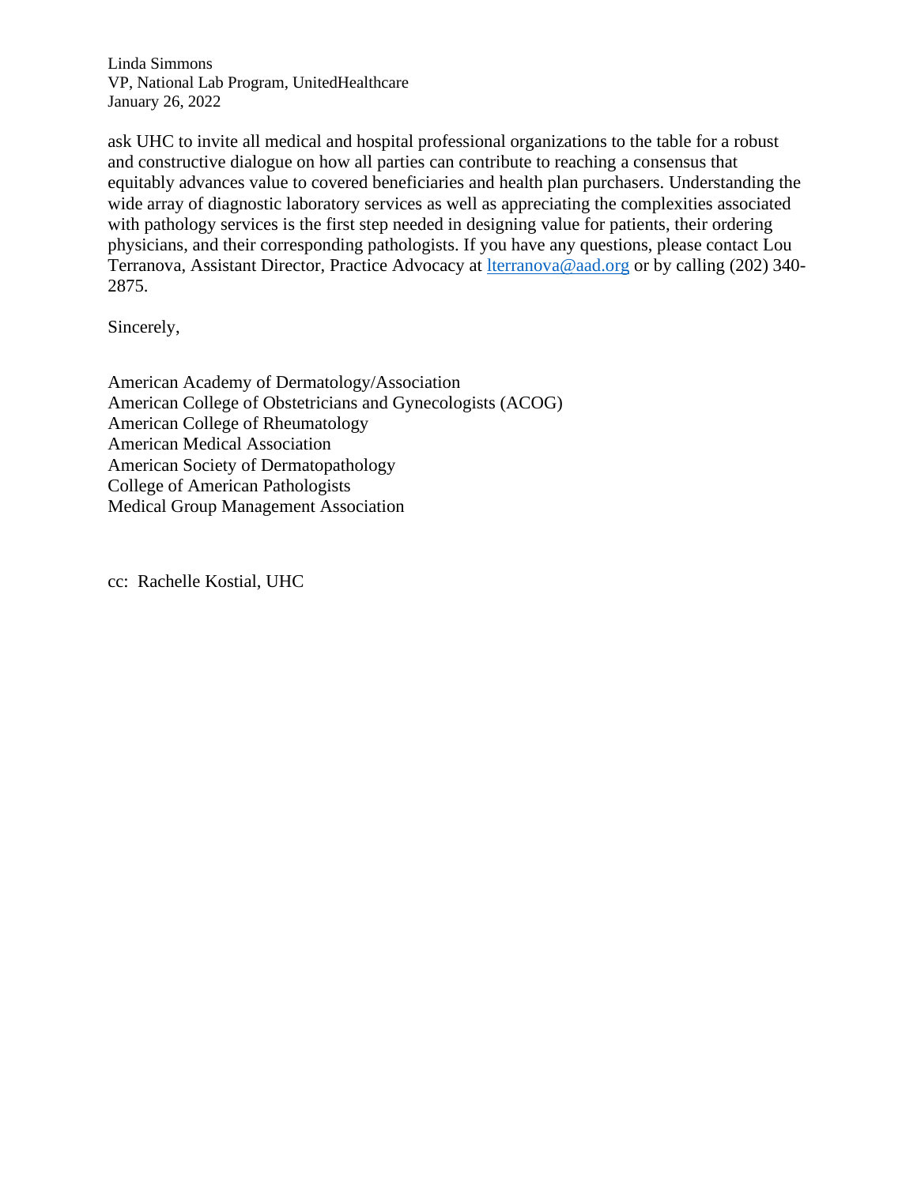ask UHC to invite all medical and hospital professional organizations to the table for a robust and constructive dialogue on how all parties can contribute to reaching a consensus that equitably advances value to covered beneficiaries and health plan purchasers. Understanding the wide array of diagnostic laboratory services as well as appreciating the complexities associated with pathology services is the first step needed in designing value for patients, their ordering physicians, and their corresponding pathologists. If you have any questions, please contact Lou Terranova, Assistant Director, Practice Advocacy at lterranova@aad.org or by calling (202) 340-2875.

Sincerely,

American Academy of Dermatology/Association
American College of Obstetricians and Gynecologists (ACOG)
American College of Rheumatology
American Medical Association
American Society of Dermatopathology
College of American Pathologists
Medical Group Management Association

cc: Rachelle Kostial, UHC